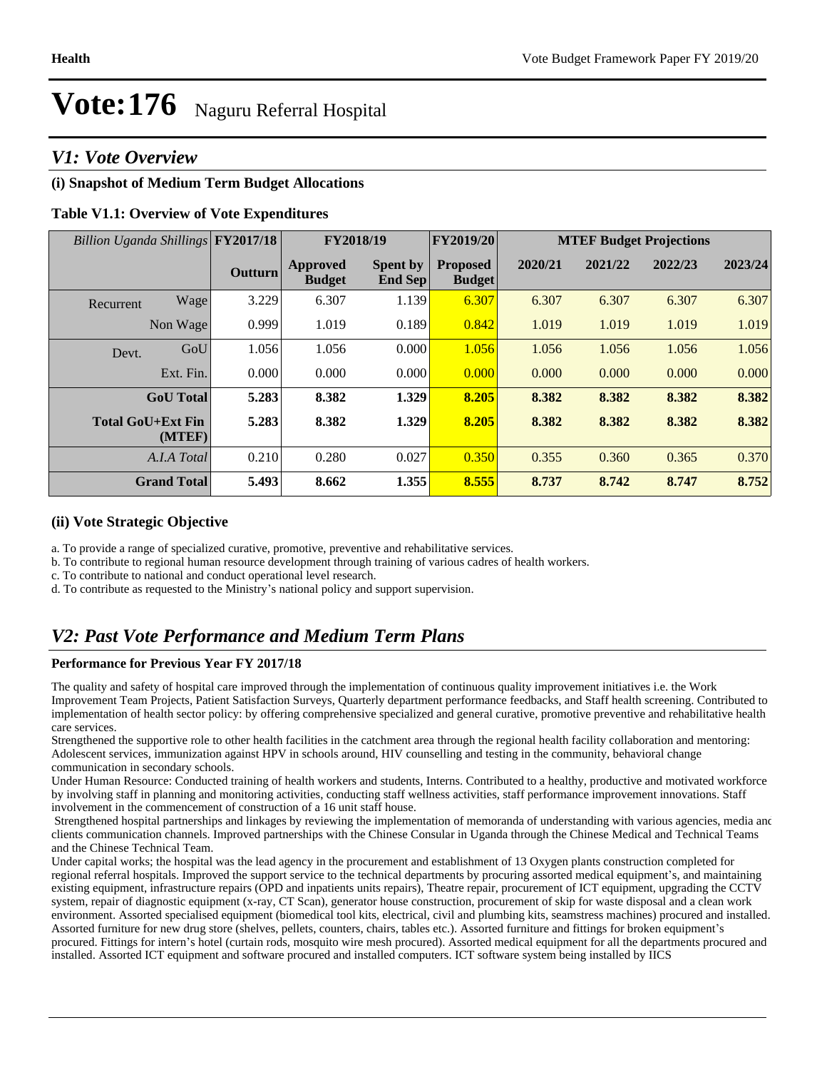# Vote:176 Naguru Referral Hospital

## *V1: Vote Overview*

### (i) Snapshot of Medium Term Budget Allocations

**Table V1.1: Overview of Vote Expenditures**

| *Billion Uganda Shillings* | | FY2017/18 | FY2018/19 | | FY2019/20 | MTEF Budget Projections | | | |
|---|---|---|---|---|---|---|---|---|---|
| | | Outturn | Approved Budget | Spent by End Sep | Proposed Budget | 2020/21 | 2021/22 | 2022/23 | 2023/24 |
| Recurrent | Wage | 3.229 | 6.307 | 1.139 | 6.307 | 6.307 | 6.307 | 6.307 | 6.307 |
| | Non Wage | 0.999 | 1.019 | 0.189 | 0.842 | 1.019 | 1.019 | 1.019 | 1.019 |
| Devt. | GoU | 1.056 | 1.056 | 0.000 | 1.056 | 1.056 | 1.056 | 1.056 | 1.056 |
| | Ext. Fin. | 0.000 | 0.000 | 0.000 | 0.000 | 0.000 | 0.000 | 0.000 | 0.000 |
| | **GoU Total** | **5.283** | **8.382** | **1.329** | **8.205** | **8.382** | **8.382** | **8.382** | **8.382** |
| | **Total GoU+Ext Fin (MTEF)** | **5.283** | **8.382** | **1.329** | **8.205** | **8.382** | **8.382** | **8.382** | **8.382** |
| | *A.I.A Total* | 0.210 | 0.280 | 0.027 | 0.350 | 0.355 | 0.360 | 0.365 | 0.370 |
| | **Grand Total** | **5.493** | **8.662** | **1.355** | **8.555** | **8.737** | **8.742** | **8.747** | **8.752** |

### (ii) Vote Strategic Objective

a. To provide a range of specialized curative, promotive, preventive and rehabilitative services.

b. To contribute to regional human resource development through training of various cadres of health workers.

c. To contribute to national and conduct operational level research.

d. To contribute as requested to the Ministry's national policy and support supervision.

## *V2: Past Vote Performance and Medium Term Plans*

### Performance for Previous Year FY 2017/18

The quality and safety of hospital care improved through the implementation of continuous quality improvement initiatives i.e. the Work Improvement Team Projects, Patient Satisfaction Surveys, Quarterly department performance feedbacks, and Staff health screening. Contributed to implementation of health sector policy: by offering comprehensive specialized and general curative, promotive preventive and rehabilitative health care services.

Strengthened the supportive role to other health facilities in the catchment area through the regional health facility collaboration and mentoring: Adolescent services, immunization against HPV in schools around, HIV counselling and testing in the community, behavioral change communication in secondary schools.

Under Human Resource: Conducted training of health workers and students, Interns. Contributed to a healthy, productive and motivated workforce by involving staff in planning and monitoring activities, conducting staff wellness activities, staff performance improvement innovations. Staff involvement in the commencement of construction of a 16 unit staff house.

Strengthened hospital partnerships and linkages by reviewing the implementation of memoranda of understanding with various agencies, media and clients communication channels. Improved partnerships with the Chinese Consular in Uganda through the Chinese Medical and Technical Teams and the Chinese Technical Team.

Under capital works; the hospital was the lead agency in the procurement and establishment of 13 Oxygen plants construction completed for regional referral hospitals. Improved the support service to the technical departments by procuring assorted medical equipment's, and maintaining existing equipment, infrastructure repairs (OPD and inpatients units repairs), Theatre repair, procurement of ICT equipment, upgrading the CCTV system, repair of diagnostic equipment (x-ray, CT Scan), generator house construction, procurement of skip for waste disposal and a clean work environment. Assorted specialised equipment (biomedical tool kits, electrical, civil and plumbing kits, seamstress machines) procured and installed. Assorted furniture for new drug store (shelves, pellets, counters, chairs, tables etc.). Assorted furniture and fittings for broken equipment's procured. Fittings for intern's hotel (curtain rods, mosquito wire mesh procured). Assorted medical equipment for all the departments procured and installed. Assorted ICT equipment and software procured and installed computers. ICT software system being installed by IICS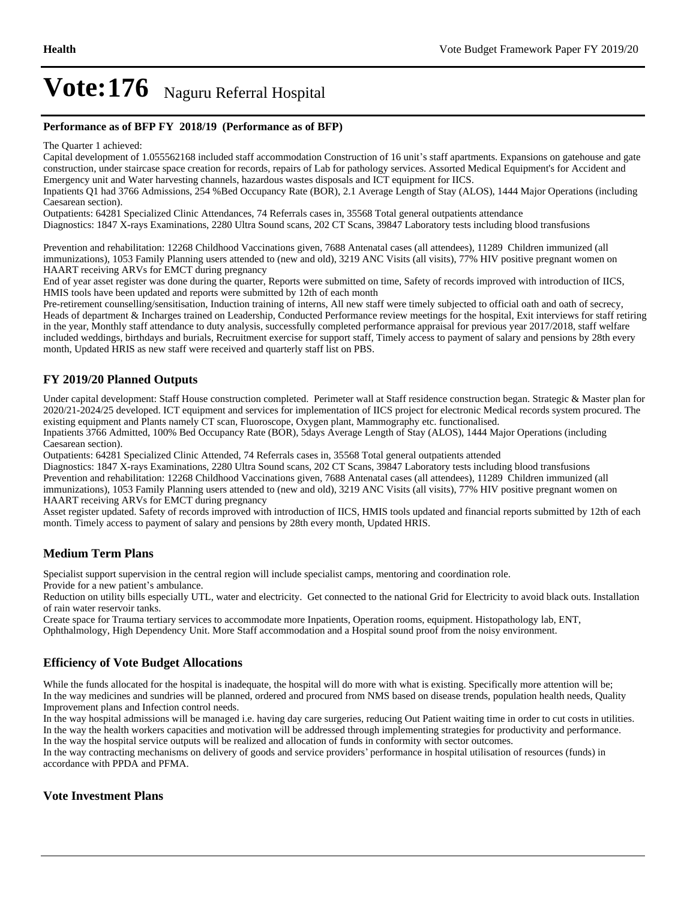# Vote:176 Naguru Referral Hospital

**Performance as of BFP FY 2018/19 (Performance as of BFP)**

The Quarter 1 achieved:

Capital development of 1.055562168 included staff accommodation Construction of 16 unit's staff apartments. Expansions on gatehouse and gate construction, under staircase space creation for records, repairs of Lab for pathology services. Assorted Medical Equipment's for Accident and Emergency unit and Water harvesting channels, hazardous wastes disposals and ICT equipment for IICS.

Inpatients Q1 had 3766 Admissions, 254 %Bed Occupancy Rate (BOR), 2.1 Average Length of Stay (ALOS), 1444 Major Operations (including Caesarean section).

Outpatients: 64281 Specialized Clinic Attendances, 74 Referrals cases in, 35568 Total general outpatients attendance

Diagnostics: 1847 X-rays Examinations, 2280 Ultra Sound scans, 202 CT Scans, 39847 Laboratory tests including blood transfusions

Prevention and rehabilitation: 12268 Childhood Vaccinations given, 7688 Antenatal cases (all attendees), 11289 Children immunized (all immunizations), 1053 Family Planning users attended to (new and old), 3219 ANC Visits (all visits), 77% HIV positive pregnant women on HAART receiving ARVs for EMCT during pregnancy

End of year asset register was done during the quarter, Reports were submitted on time, Safety of records improved with introduction of IICS, HMIS tools have been updated and reports were submitted by 12th of each month

Pre-retirement counselling/sensitisation, Induction training of interns, All new staff were timely subjected to official oath and oath of secrecy, Heads of department & Incharges trained on Leadership, Conducted Performance review meetings for the hospital, Exit interviews for staff retiring in the year, Monthly staff attendance to duty analysis, successfully completed performance appraisal for previous year 2017/2018, staff welfare included weddings, birthdays and burials, Recruitment exercise for support staff, Timely access to payment of salary and pensions by 28th every month, Updated HRIS as new staff were received and quarterly staff list on PBS.

## FY 2019/20 Planned Outputs

Under capital development: Staff House construction completed. Perimeter wall at Staff residence construction began. Strategic & Master plan for 2020/21-2024/25 developed. ICT equipment and services for implementation of IICS project for electronic Medical records system procured. The existing equipment and Plants namely CT scan, Fluoroscope, Oxygen plant, Mammography etc. functionalised.

Inpatients 3766 Admitted, 100% Bed Occupancy Rate (BOR), 5days Average Length of Stay (ALOS), 1444 Major Operations (including Caesarean section).

Outpatients: 64281 Specialized Clinic Attended, 74 Referrals cases in, 35568 Total general outpatients attended

Diagnostics: 1847 X-rays Examinations, 2280 Ultra Sound scans, 202 CT Scans, 39847 Laboratory tests including blood transfusions

Prevention and rehabilitation: 12268 Childhood Vaccinations given, 7688 Antenatal cases (all attendees), 11289 Children immunized (all immunizations), 1053 Family Planning users attended to (new and old), 3219 ANC Visits (all visits), 77% HIV positive pregnant women on HAART receiving ARVs for EMCT during pregnancy

Asset register updated. Safety of records improved with introduction of IICS, HMIS tools updated and financial reports submitted by 12th of each month. Timely access to payment of salary and pensions by 28th every month, Updated HRIS.

## Medium Term Plans

Specialist support supervision in the central region will include specialist camps, mentoring and coordination role.

Provide for a new patient's ambulance.

Reduction on utility bills especially UTL, water and electricity. Get connected to the national Grid for Electricity to avoid black outs. Installation of rain water reservoir tanks.

Create space for Trauma tertiary services to accommodate more Inpatients, Operation rooms, equipment. Histopathology lab, ENT, Ophthalmology, High Dependency Unit. More Staff accommodation and a Hospital sound proof from the noisy environment.

## Efficiency of Vote Budget Allocations

While the funds allocated for the hospital is inadequate, the hospital will do more with what is existing. Specifically more attention will be;

In the way medicines and sundries will be planned, ordered and procured from NMS based on disease trends, population health needs, Quality Improvement plans and Infection control needs.

In the way hospital admissions will be managed i.e. having day care surgeries, reducing Out Patient waiting time in order to cut costs in utilities.

In the way the health workers capacities and motivation will be addressed through implementing strategies for productivity and performance.

In the way the hospital service outputs will be realized and allocation of funds in conformity with sector outcomes.

In the way contracting mechanisms on delivery of goods and service providers' performance in hospital utilisation of resources (funds) in accordance with PPDA and PFMA.

## Vote Investment Plans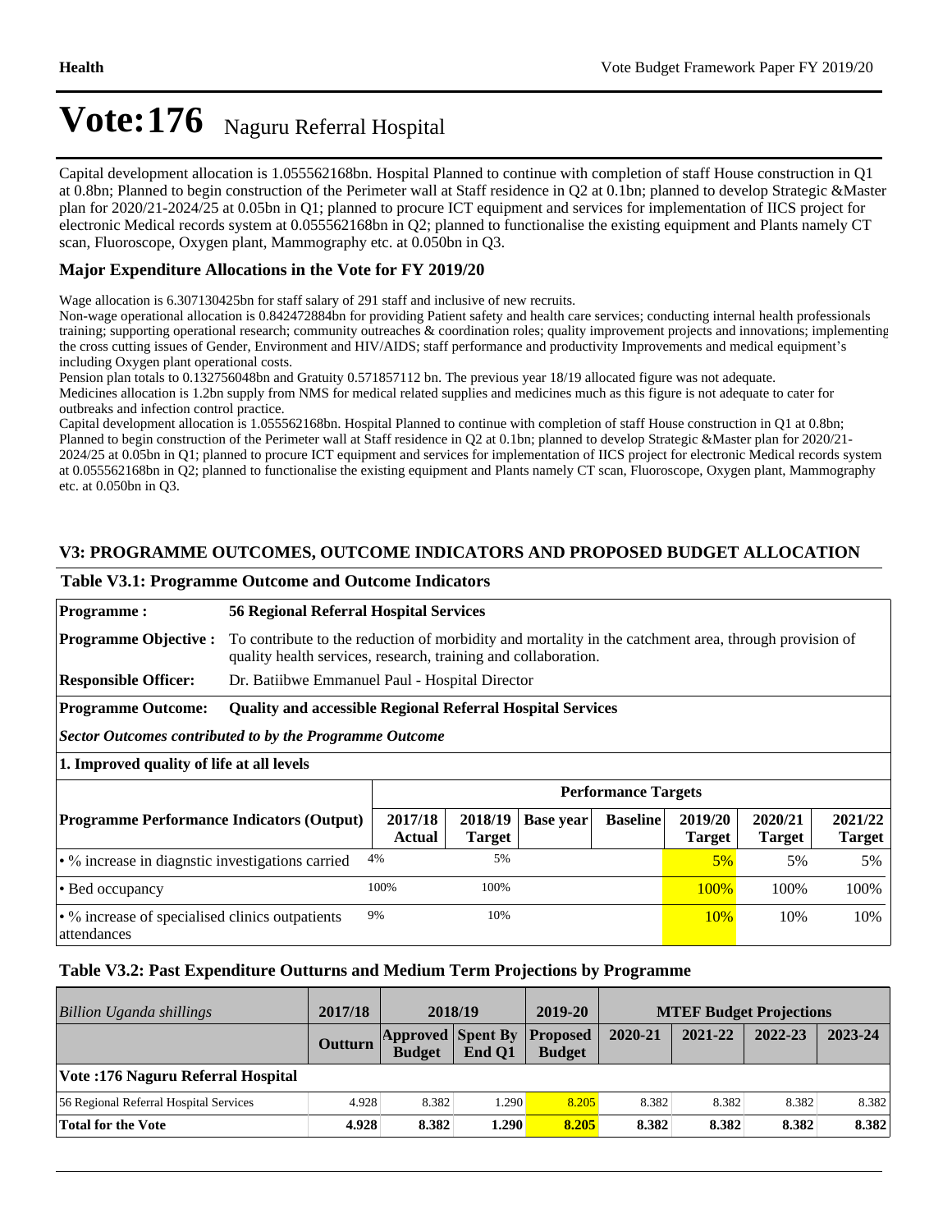# Vote:176 Naguru Referral Hospital

Capital development allocation is 1.055562168bn. Hospital Planned to continue with completion of staff House construction in Q1 at 0.8bn; Planned to begin construction of the Perimeter wall at Staff residence in Q2 at 0.1bn; planned to develop Strategic &Master plan for 2020/21-2024/25 at 0.05bn in Q1; planned to procure ICT equipment and services for implementation of IICS project for electronic Medical records system at 0.055562168bn in Q2; planned to functionalise the existing equipment and Plants namely CT scan, Fluoroscope, Oxygen plant, Mammography etc. at 0.050bn in Q3.

### Major Expenditure Allocations in the Vote for FY 2019/20

Wage allocation is 6.307130425bn for staff salary of 291 staff and inclusive of new recruits.
Non-wage operational allocation is 0.842472884bn for providing Patient safety and health care services; conducting internal health professionals training; supporting operational research; community outreaches & coordination roles; quality improvement projects and innovations; implementing the cross cutting issues of Gender, Environment and HIV/AIDS; staff performance and productivity Improvements and medical equipment's including Oxygen plant operational costs.
Pension plan totals to 0.132756048bn and Gratuity 0.571857112 bn. The previous year 18/19 allocated figure was not adequate.
Medicines allocation is 1.2bn supply from NMS for medical related supplies and medicines much as this figure is not adequate to cater for outbreaks and infection control practice.
Capital development allocation is 1.055562168bn. Hospital Planned to continue with completion of staff House construction in Q1 at 0.8bn; Planned to begin construction of the Perimeter wall at Staff residence in Q2 at 0.1bn; planned to develop Strategic &Master plan for 2020/21-2024/25 at 0.05bn in Q1; planned to procure ICT equipment and services for implementation of IICS project for electronic Medical records system at 0.055562168bn in Q2; planned to functionalise the existing equipment and Plants namely CT scan, Fluoroscope, Oxygen plant, Mammography etc. at 0.050bn in Q3.

## V3: PROGRAMME OUTCOMES, OUTCOME INDICATORS AND PROPOSED BUDGET ALLOCATION

### Table V3.1: Programme Outcome and Outcome Indicators

**Programme :** 56 Regional Referral Hospital Services

**Programme Objective :** To contribute to the reduction of morbidity and mortality in the catchment area, through provision of quality health services, research, training and collaboration.

**Responsible Officer:** Dr. Batiibwe Emmanuel Paul - Hospital Director

**Programme Outcome:** Quality and accessible Regional Referral Hospital Services

*Sector Outcomes contributed to by the Programme Outcome*

**1. Improved quality of life at all levels**

| Programme Performance Indicators (Output) | Performance Targets | | | | | | |
|---|---|---|---|---|---|---|---|
| | 2017/18 Actual | 2018/19 Target | Base year | Baseline | 2019/20 Target | 2020/21 Target | 2021/22 Target |
| • % increase in diagnstic investigations carried | 4% | 5% | | | 5% | 5% | 5% |
| • Bed occupancy | 100% | 100% | | | 100% | 100% | 100% |
| • % increase of specialised clinics outpatients attendances | 9% | 10% | | | 10% | 10% | 10% |

### Table V3.2: Past Expenditure Outturns and Medium Term Projections by Programme

| *Billion Uganda shillings* | 2017/18 | 2018/19 | | 2019-20 | MTEF Budget Projections | | | |
|---|---|---|---|---|---|---|---|---|
| | Outturn | Approved Budget | Spent By End Q1 | Proposed Budget | 2020-21 | 2021-22 | 2022-23 | 2023-24 |
| **Vote :176 Naguru Referral Hospital** | | | | | | | | |
| 56 Regional Referral Hospital Services | 4.928 | 8.382 | 1.290 | 8.205 | 8.382 | 8.382 | 8.382 | 8.382 |
| **Total for the Vote** | **4.928** | **8.382** | **1.290** | **8.205** | **8.382** | **8.382** | **8.382** | **8.382** |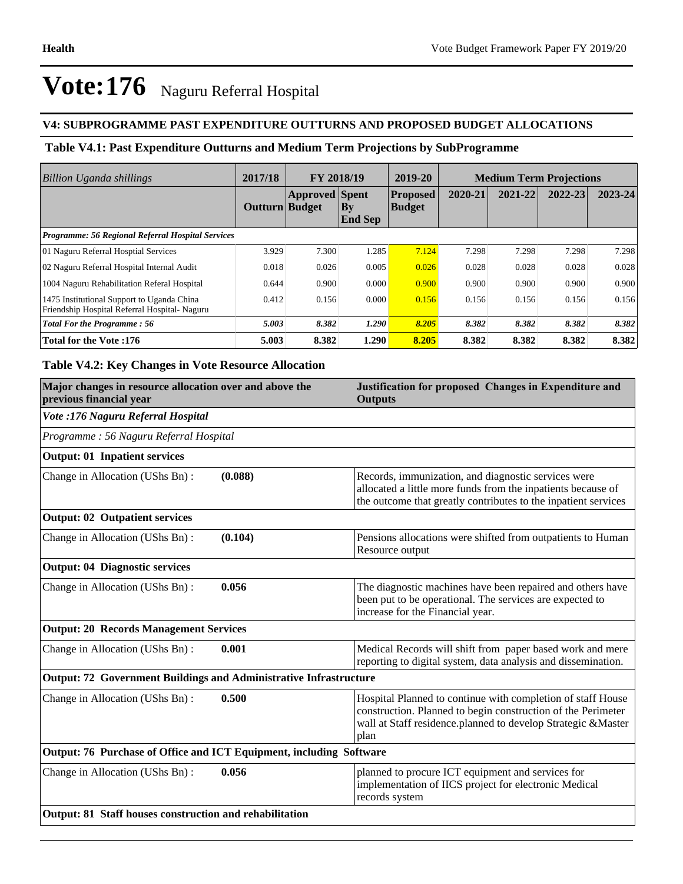# Vote:176 Naguru Referral Hospital

## V4: SUBPROGRAMME PAST EXPENDITURE OUTTURNS AND PROPOSED BUDGET ALLOCATIONS

### Table V4.1: Past Expenditure Outturns and Medium Term Projections by SubProgramme

| *Billion Uganda shillings* | 2017/18 | FY 2018/19 | | 2019-20 | Medium Term Projections | | | |
|---|---|---|---|---|---|---|---|---|
| | **Outturn** | **Approved Budget** | **Spent By End Sep** | **Proposed Budget** | **2020-21** | **2021-22** | **2022-23** | **2023-24** |
| ***Programme: 56 Regional Referral Hospital Services*** | | | | | | | | |
| 01 Naguru Referral Hosptial Services | 3.929 | 7.300 | 1.285 | 7.124 | 7.298 | 7.298 | 7.298 | 7.298 |
| 02 Naguru Referral Hospital Internal Audit | 0.018 | 0.026 | 0.005 | 0.026 | 0.028 | 0.028 | 0.028 | 0.028 |
| 1004 Naguru Rehabilitation Referal Hospital | 0.644 | 0.900 | 0.000 | 0.900 | 0.900 | 0.900 | 0.900 | 0.900 |
| 1475 Institutional Support to Uganda China Friendship Hospital Referral Hospital- Naguru | 0.412 | 0.156 | 0.000 | 0.156 | 0.156 | 0.156 | 0.156 | 0.156 |
| ***Total For the Programme : 56*** | ***5.003*** | ***8.382*** | ***1.290*** | ***8.205*** | ***8.382*** | ***8.382*** | ***8.382*** | ***8.382*** |
| **Total for the Vote :176** | **5.003** | **8.382** | **1.290** | **8.205** | **8.382** | **8.382** | **8.382** | **8.382** |

### Table V4.2: Key Changes in Vote Resource Allocation

| **Major changes in resource allocation over and above the previous financial year** | | **Justification for proposed Changes in Expenditure and Outputs** |
|---|---|---|
| ***Vote :176 Naguru Referral Hospital*** | | |
| *Programme : 56 Naguru Referral Hospital* | | |
| **Output: 01 Inpatient services** | | |
| Change in Allocation (UShs Bn) : | **(0.088)** | Records, immunization, and diagnostic services were allocated a little more funds from the inpatients because of the outcome that greatly contributes to the inpatient services |
| **Output: 02 Outpatient services** | | |
| Change in Allocation (UShs Bn) : | **(0.104)** | Pensions allocations were shifted from outpatients to Human Resource output |
| **Output: 04 Diagnostic services** | | |
| Change in Allocation (UShs Bn) : | **0.056** | The diagnostic machines have been repaired and others have been put to be operational. The services are expected to increase for the Financial year. |
| **Output: 20 Records Management Services** | | |
| Change in Allocation (UShs Bn) : | **0.001** | Medical Records will shift from paper based work and mere reporting to digital system, data analysis and dissemination. |
| **Output: 72 Government Buildings and Administrative Infrastructure** | | |
| Change in Allocation (UShs Bn) : | **0.500** | Hospital Planned to continue with completion of staff House construction. Planned to begin construction of the Perimeter wall at Staff residence.planned to develop Strategic &Master plan |
| **Output: 76 Purchase of Office and ICT Equipment, including Software** | | |
| Change in Allocation (UShs Bn) : | **0.056** | planned to procure ICT equipment and services for implementation of IICS project for electronic Medical records system |
| **Output: 81 Staff houses construction and rehabilitation** | | |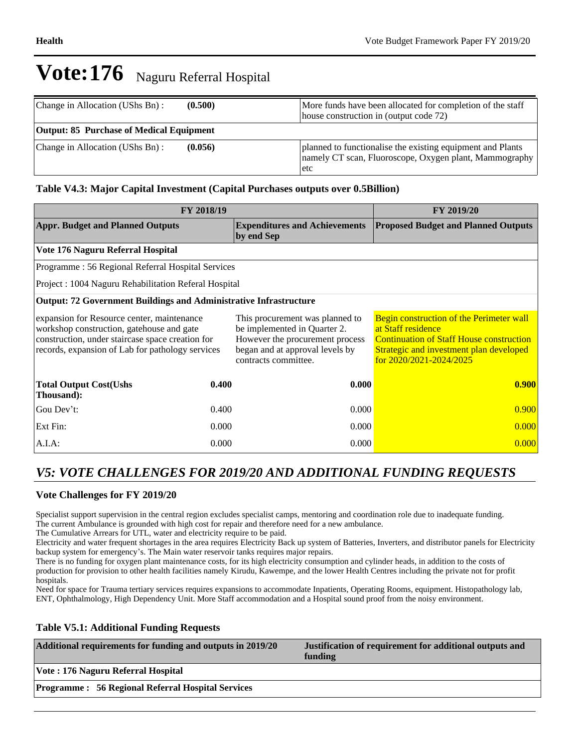# Vote:176 Naguru Referral Hospital

| Change in Allocation (UShs Bn) : | (0.500) | More funds have been allocated for completion of the staff house construction in (output code 72) |
|---|---|---|
| **Output: 85 Purchase of Medical Equipment** | | |
| Change in Allocation (UShs Bn) : | (0.056) | planned to functionalise the existing equipment and Plants namely CT scan, Fluoroscope, Oxygen plant, Mammography etc |

### Table V4.3: Major Capital Investment (Capital Purchases outputs over 0.5Billion)

| FY 2018/19 | | | FY 2019/20 |
|---|---|---|---|
| **Appr. Budget and Planned Outputs** | | **Expenditures and Achievements by end Sep** | **Proposed Budget and Planned Outputs** |
| **Vote 176 Naguru Referral Hospital** | | | |
| Programme : 56 Regional Referral Hospital Services | | | |
| Project : 1004 Naguru Rehabilitation Referal Hospital | | | |
| **Output: 72 Government Buildings and Administrative Infrastructure** | | | |
| expansion for Resource center, maintenance workshop construction, gatehouse and gate construction, under staircase space creation for records, expansion of Lab for pathology services | | This procurement was planned to be implemented in Quarter 2. However the procurement process began and at approval levels by contracts committee. | Begin construction of the Perimeter wall at Staff residence<br>Continuation of Staff House construction<br>Strategic and investment plan developed for 2020/2021-2024/2025 |
| **Total Output Cost(Ushs Thousand):** | **0.400** | **0.000** | **0.900** |
| Gou Dev't: | 0.400 | 0.000 | 0.900 |
| Ext Fin: | 0.000 | 0.000 | 0.000 |
| A.I.A: | 0.000 | 0.000 | 0.000 |

## *V5: VOTE CHALLENGES FOR 2019/20 AND ADDITIONAL FUNDING REQUESTS*

### Vote Challenges for FY 2019/20

Specialist support supervision in the central region excludes specialist camps, mentoring and coordination role due to inadequate funding.
The current Ambulance is grounded with high cost for repair and therefore need for a new ambulance.
The Cumulative Arrears for UTL, water and electricity require to be paid.
Electricity and water frequent shortages in the area requires Electricity Back up system of Batteries, Inverters, and distributor panels for Electricity backup system for emergency's. The Main water reservoir tanks requires major repairs.
There is no funding for oxygen plant maintenance costs, for its high electricity consumption and cylinder heads, in addition to the costs of production for provision to other health facilities namely Kirudu, Kawempe, and the lower Health Centres including the private not for profit hospitals.
Need for space for Trauma tertiary services requires expansions to accommodate Inpatients, Operating Rooms, equipment. Histopathology lab, ENT, Ophthalmology, High Dependency Unit. More Staff accommodation and a Hospital sound proof from the noisy environment.

### Table V5.1: Additional Funding Requests

| Additional requirements for funding and outputs in 2019/20 | Justification of requirement for additional outputs and funding |
|---|---|
| **Vote : 176 Naguru Referral Hospital** | |
| **Programme : 56 Regional Referral Hospital Services** | |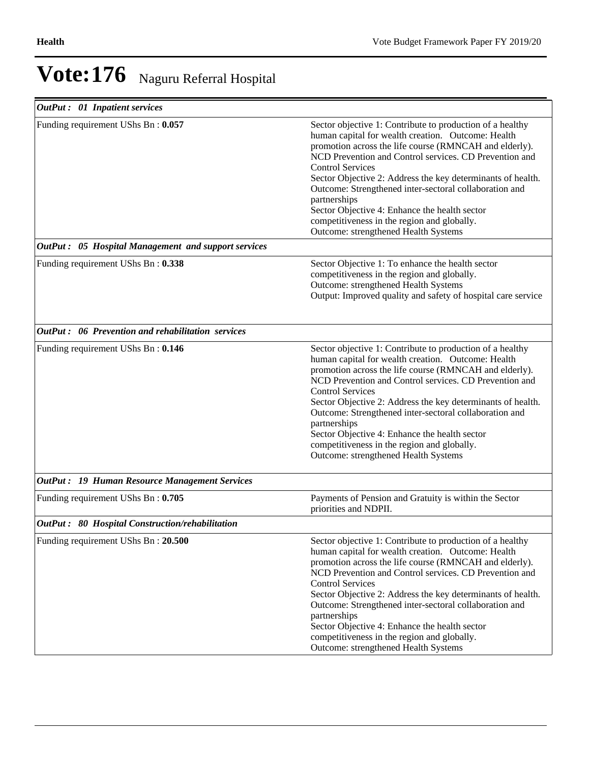# Vote:176 Naguru Referral Hospital

| | |
|---|---|
| ***OutPut : 01 Inpatient services*** | |
| Funding requirement UShs Bn : **0.057** | Sector objective 1: Contribute to production of a healthy human capital for wealth creation. Outcome: Health promotion across the life course (RMNCAH and elderly). NCD Prevention and Control services. CD Prevention and Control Services<br>Sector Objective 2: Address the key determinants of health. Outcome: Strengthened inter-sectoral collaboration and partnerships<br>Sector Objective 4: Enhance the health sector competitiveness in the region and globally.<br>Outcome: strengthened Health Systems |
| ***OutPut : 05 Hospital Management and support services*** | |
| Funding requirement UShs Bn : **0.338** | Sector Objective 1: To enhance the health sector competitiveness in the region and globally.<br>Outcome: strengthened Health Systems<br>Output: Improved quality and safety of hospital care service |
| ***OutPut : 06 Prevention and rehabilitation services*** | |
| Funding requirement UShs Bn : **0.146** | Sector objective 1: Contribute to production of a healthy human capital for wealth creation. Outcome: Health promotion across the life course (RMNCAH and elderly). NCD Prevention and Control services. CD Prevention and Control Services<br>Sector Objective 2: Address the key determinants of health. Outcome: Strengthened inter-sectoral collaboration and partnerships<br>Sector Objective 4: Enhance the health sector competitiveness in the region and globally.<br>Outcome: strengthened Health Systems |
| ***OutPut : 19 Human Resource Management Services*** | |
| Funding requirement UShs Bn : **0.705** | Payments of Pension and Gratuity is within the Sector priorities and NDPII. |
| ***OutPut : 80 Hospital Construction/rehabilitation*** | |
| Funding requirement UShs Bn : **20.500** | Sector objective 1: Contribute to production of a healthy human capital for wealth creation. Outcome: Health promotion across the life course (RMNCAH and elderly). NCD Prevention and Control services. CD Prevention and Control Services<br>Sector Objective 2: Address the key determinants of health. Outcome: Strengthened inter-sectoral collaboration and partnerships<br>Sector Objective 4: Enhance the health sector competitiveness in the region and globally.<br>Outcome: strengthened Health Systems |